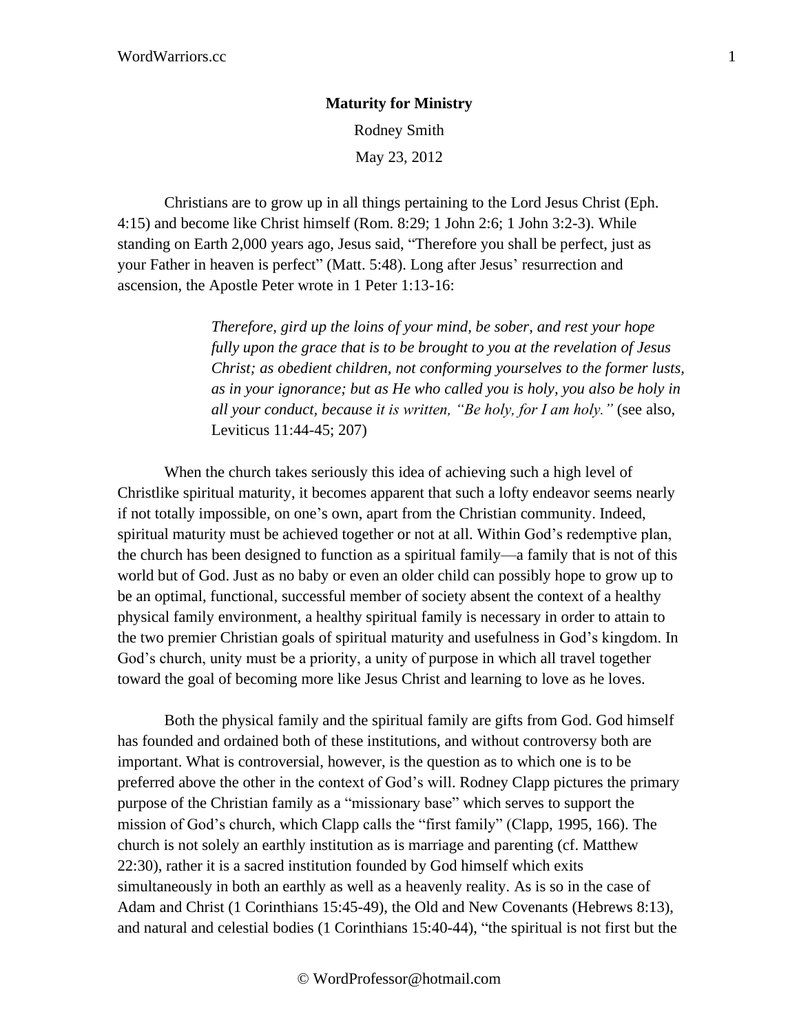**Maturity for Ministry**

Rodney Smith

May 23, 2012

Christians are to grow up in all things pertaining to the Lord Jesus Christ (Eph. 4:15) and become like Christ himself (Rom. 8:29; 1 John 2:6; 1 John 3:2-3). While standing on Earth 2,000 years ago, Jesus said, “Therefore you shall be perfect, just as your Father in heaven is perfect” (Matt. 5:48). Long after Jesus’ resurrection and ascension, the Apostle Peter wrote in 1 Peter 1:13-16:

> *Therefore, gird up the loins of your mind, be sober, and rest your hope fully upon the grace that is to be brought to you at the revelation of Jesus Christ; as obedient children, not conforming yourselves to the former lusts, as in your ignorance; but as He who called you is holy, you also be holy in all your conduct, because it is written, “Be holy, for I am holy.”* (see also, Leviticus 11:44-45; 207)

When the church takes seriously this idea of achieving such a high level of Christlike spiritual maturity, it becomes apparent that such a lofty endeavor seems nearly if not totally impossible, on one’s own, apart from the Christian community. Indeed, spiritual maturity must be achieved together or not at all. Within God’s redemptive plan, the church has been designed to function as a spiritual family—a family that is not of this world but of God. Just as no baby or even an older child can possibly hope to grow up to be an optimal, functional, successful member of society absent the context of a healthy physical family environment, a healthy spiritual family is necessary in order to attain to the two premier Christian goals of spiritual maturity and usefulness in God’s kingdom. In God’s church, unity must be a priority, a unity of purpose in which all travel together toward the goal of becoming more like Jesus Christ and learning to love as he loves.

Both the physical family and the spiritual family are gifts from God. God himself has founded and ordained both of these institutions, and without controversy both are important. What is controversial, however, is the question as to which one is to be preferred above the other in the context of God’s will. Rodney Clapp pictures the primary purpose of the Christian family as a “missionary base” which serves to support the mission of God’s church, which Clapp calls the “first family” (Clapp, 1995, 166). The church is not solely an earthly institution as is marriage and parenting (cf. Matthew 22:30), rather it is a sacred institution founded by God himself which exits simultaneously in both an earthly as well as a heavenly reality. As is so in the case of Adam and Christ (1 Corinthians 15:45-49), the Old and New Covenants (Hebrews 8:13), and natural and celestial bodies (1 Corinthians 15:40-44), “the spiritual is not first but the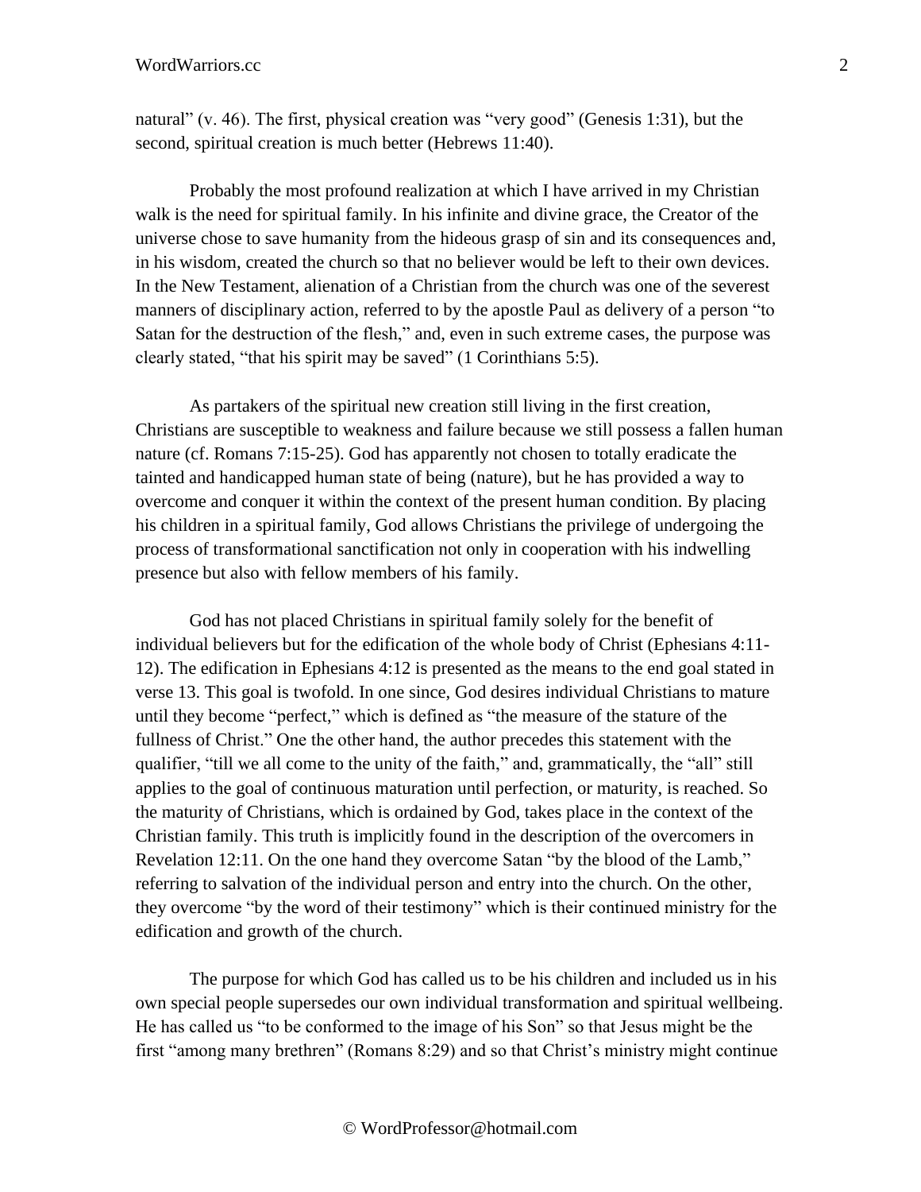natural" (v. 46). The first, physical creation was "very good" (Genesis 1:31), but the second, spiritual creation is much better (Hebrews 11:40).

Probably the most profound realization at which I have arrived in my Christian walk is the need for spiritual family. In his infinite and divine grace, the Creator of the universe chose to save humanity from the hideous grasp of sin and its consequences and, in his wisdom, created the church so that no believer would be left to their own devices. In the New Testament, alienation of a Christian from the church was one of the severest manners of disciplinary action, referred to by the apostle Paul as delivery of a person "to Satan for the destruction of the flesh," and, even in such extreme cases, the purpose was clearly stated, "that his spirit may be saved" (1 Corinthians 5:5).

As partakers of the spiritual new creation still living in the first creation, Christians are susceptible to weakness and failure because we still possess a fallen human nature (cf. Romans 7:15-25). God has apparently not chosen to totally eradicate the tainted and handicapped human state of being (nature), but he has provided a way to overcome and conquer it within the context of the present human condition. By placing his children in a spiritual family, God allows Christians the privilege of undergoing the process of transformational sanctification not only in cooperation with his indwelling presence but also with fellow members of his family.

God has not placed Christians in spiritual family solely for the benefit of individual believers but for the edification of the whole body of Christ (Ephesians 4:11-12). The edification in Ephesians 4:12 is presented as the means to the end goal stated in verse 13. This goal is twofold. In one since, God desires individual Christians to mature until they become "perfect," which is defined as "the measure of the stature of the fullness of Christ." One the other hand, the author precedes this statement with the qualifier, "till we all come to the unity of the faith," and, grammatically, the "all" still applies to the goal of continuous maturation until perfection, or maturity, is reached. So the maturity of Christians, which is ordained by God, takes place in the context of the Christian family. This truth is implicitly found in the description of the overcomers in Revelation 12:11. On the one hand they overcome Satan "by the blood of the Lamb," referring to salvation of the individual person and entry into the church. On the other, they overcome "by the word of their testimony" which is their continued ministry for the edification and growth of the church.

The purpose for which God has called us to be his children and included us in his own special people supersedes our own individual transformation and spiritual wellbeing. He has called us "to be conformed to the image of his Son" so that Jesus might be the first "among many brethren" (Romans 8:29) and so that Christ's ministry might continue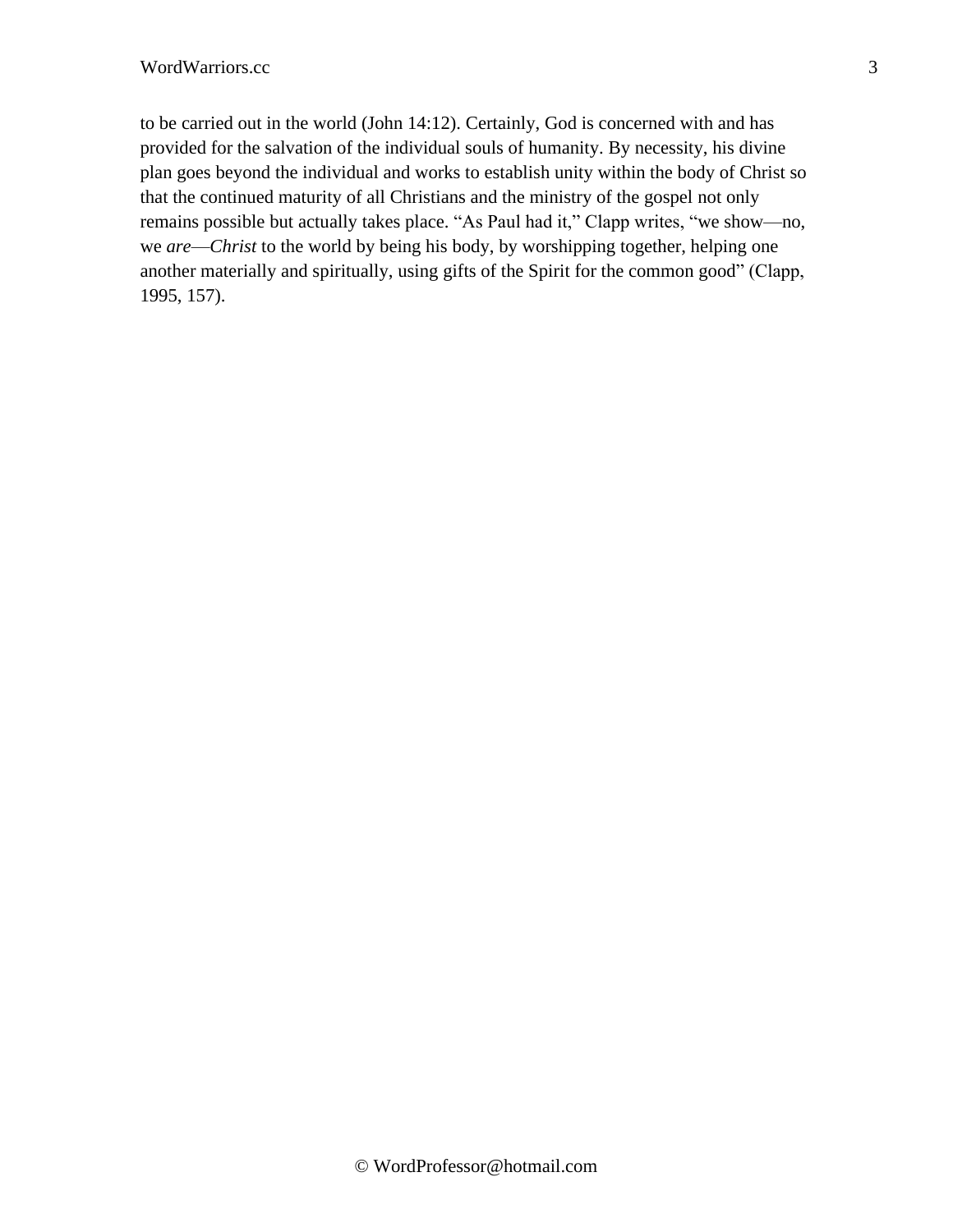to be carried out in the world (John 14:12). Certainly, God is concerned with and has provided for the salvation of the individual souls of humanity. By necessity, his divine plan goes beyond the individual and works to establish unity within the body of Christ so that the continued maturity of all Christians and the ministry of the gospel not only remains possible but actually takes place. "As Paul had it," Clapp writes, "we show—no, we *are*—*Christ* to the world by being his body, by worshipping together, helping one another materially and spiritually, using gifts of the Spirit for the common good" (Clapp, 1995, 157).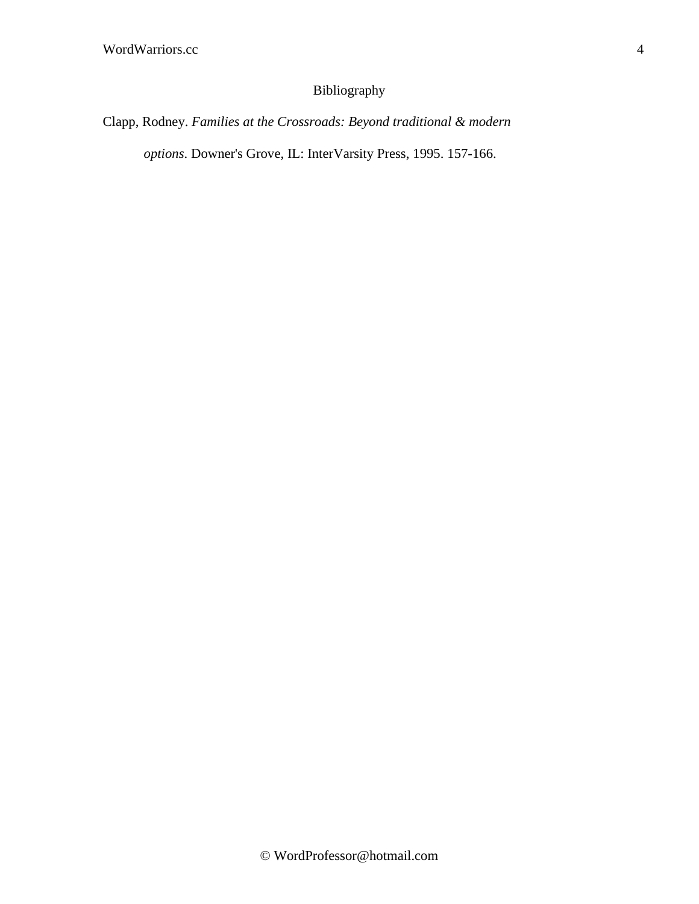## Bibliography

Clapp, Rodney. *Families at the Crossroads: Beyond traditional & modern options*. Downer's Grove, IL: InterVarsity Press, 1995. 157-166.